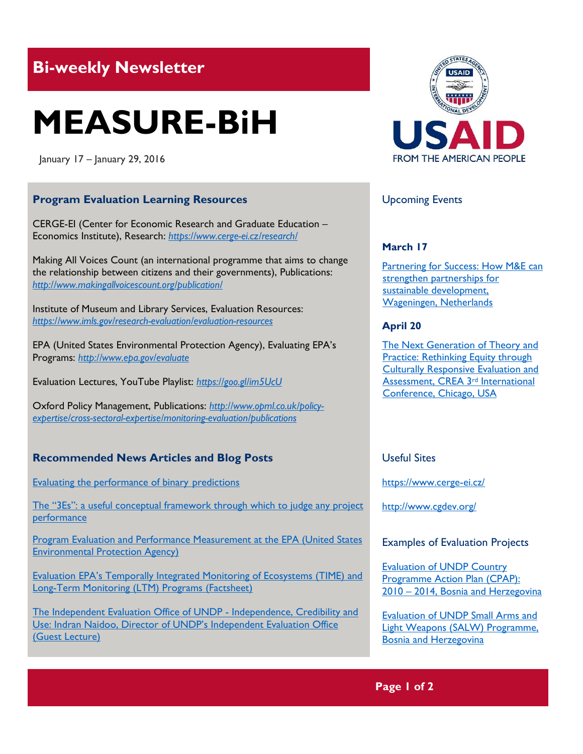## Bi-weekly Newsletter

# MEASURE-BiH

January 17 – January 29, 2016

USAID
FROM THE AMERICAN PEOPLE

### Program Evaluation Learning Resources

CERGE-EI (Center for Economic Research and Graduate Education – Economics Institute), Research: *https://www.cerge-ei.cz/research/*

Making All Voices Count (an international programme that aims to change the relationship between citizens and their governments), Publications: *http://www.makingallvoicescount.org/publication/*

Institute of Museum and Library Services, Evaluation Resources: *https://www.imls.gov/research-evaluation/evaluation-resources*

EPA (United States Environmental Protection Agency), Evaluating EPA's Programs: *http://www.epa.gov/evaluate*

Evaluation Lectures, YouTube Playlist: *https://goo.gl/im5UcU*

Oxford Policy Management, Publications: *http://www.opml.co.uk/policy-expertise/cross-sectoral-expertise/monitoring-evaluation/publications*

### Recommended News Articles and Blog Posts

Evaluating the performance of binary predictions

The "3Es": a useful conceptual framework through which to judge any project performance

Program Evaluation and Performance Measurement at the EPA (United States Environmental Protection Agency)

Evaluation EPA's Temporally Integrated Monitoring of Ecosystems (TIME) and Long-Term Monitoring (LTM) Programs (Factsheet)

The Independent Evaluation Office of UNDP - Independence, Credibility and Use: Indran Naidoo, Director of UNDP's Independent Evaluation Office (Guest Lecture)

### Upcoming Events

**March 17**

Partnering for Success: How M&E can strengthen partnerships for sustainable development, Wageningen, Netherlands

**April 20**

The Next Generation of Theory and Practice: Rethinking Equity through Culturally Responsive Evaluation and Assessment, CREA 3rd International Conference, Chicago, USA

### Useful Sites

https://www.cerge-ei.cz/

http://www.cgdev.org/

### Examples of Evaluation Projects

Evaluation of UNDP Country Programme Action Plan (CPAP): 2010 – 2014, Bosnia and Herzegovina

Evaluation of UNDP Small Arms and Light Weapons (SALW) Programme, Bosnia and Herzegovina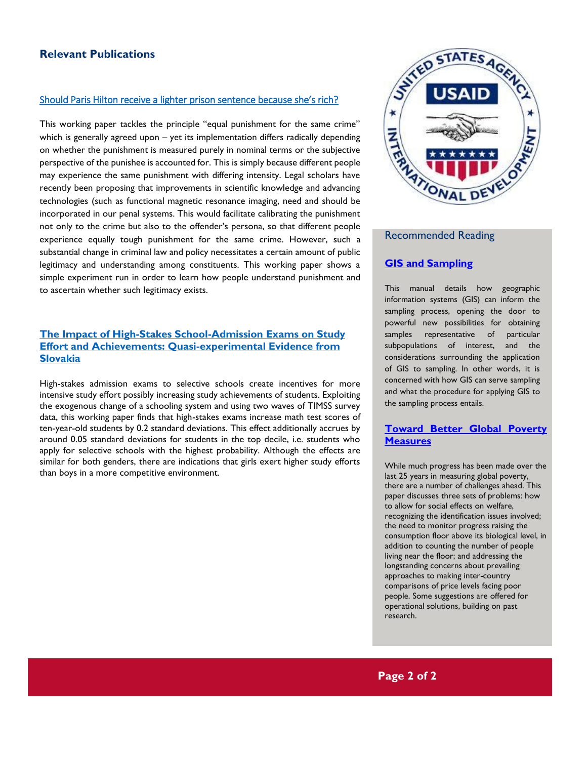## Relevant Publications

### Should Paris Hilton receive a lighter prison sentence because she's rich?

This working paper tackles the principle "equal punishment for the same crime" which is generally agreed upon – yet its implementation differs radically depending on whether the punishment is measured purely in nominal terms or the subjective perspective of the punishee is accounted for. This is simply because different people may experience the same punishment with differing intensity. Legal scholars have recently been proposing that improvements in scientific knowledge and advancing technologies (such as functional magnetic resonance imaging, need and should be incorporated in our penal systems. This would facilitate calibrating the punishment not only to the crime but also to the offender's persona, so that different people experience equally tough punishment for the same crime. However, such a substantial change in criminal law and policy necessitates a certain amount of public legitimacy and understanding among constituents. This working paper shows a simple experiment run in order to learn how people understand punishment and to ascertain whether such legitimacy exists.

### The Impact of High-Stakes School-Admission Exams on Study Effort and Achievements: Quasi-experimental Evidence from Slovakia

High-stakes admission exams to selective schools create incentives for more intensive study effort possibly increasing study achievements of students. Exploiting the exogenous change of a schooling system and using two waves of TIMSS survey data, this working paper finds that high-stakes exams increase math test scores of ten-year-old students by 0.2 standard deviations. This effect additionally accrues by around 0.05 standard deviations for students in the top decile, i.e. students who apply for selective schools with the highest probability. Although the effects are similar for both genders, there are indications that girls exert higher study efforts than boys in a more competitive environment.

## Recommended Reading

### GIS and Sampling

This manual details how geographic information systems (GIS) can inform the sampling process, opening the door to powerful new possibilities for obtaining samples representative of particular subpopulations of interest, and the considerations surrounding the application of GIS to sampling. In other words, it is concerned with how GIS can serve sampling and what the procedure for applying GIS to the sampling process entails.

### Toward Better Global Poverty Measures

While much progress has been made over the last 25 years in measuring global poverty, there are a number of challenges ahead. This paper discusses three sets of problems: how to allow for social effects on welfare, recognizing the identification issues involved; the need to monitor progress raising the consumption floor above its biological level, in addition to counting the number of people living near the floor; and addressing the longstanding concerns about prevailing approaches to making inter-country comparisons of price levels facing poor people. Some suggestions are offered for operational solutions, building on past research.